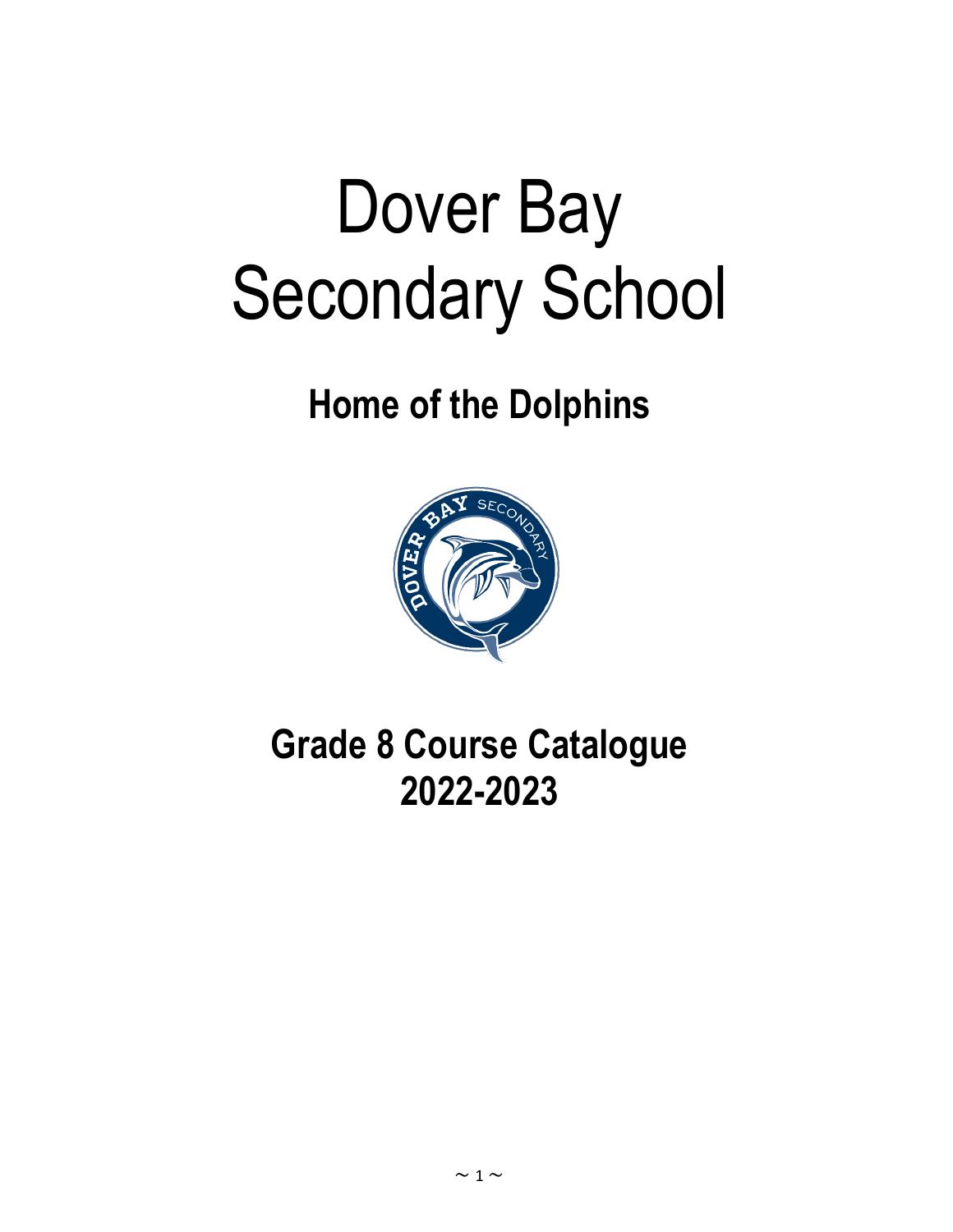# Dover Bay Secondary School

## Home of the Dolphins

## Grade 8 Course Catalogue 2022-2023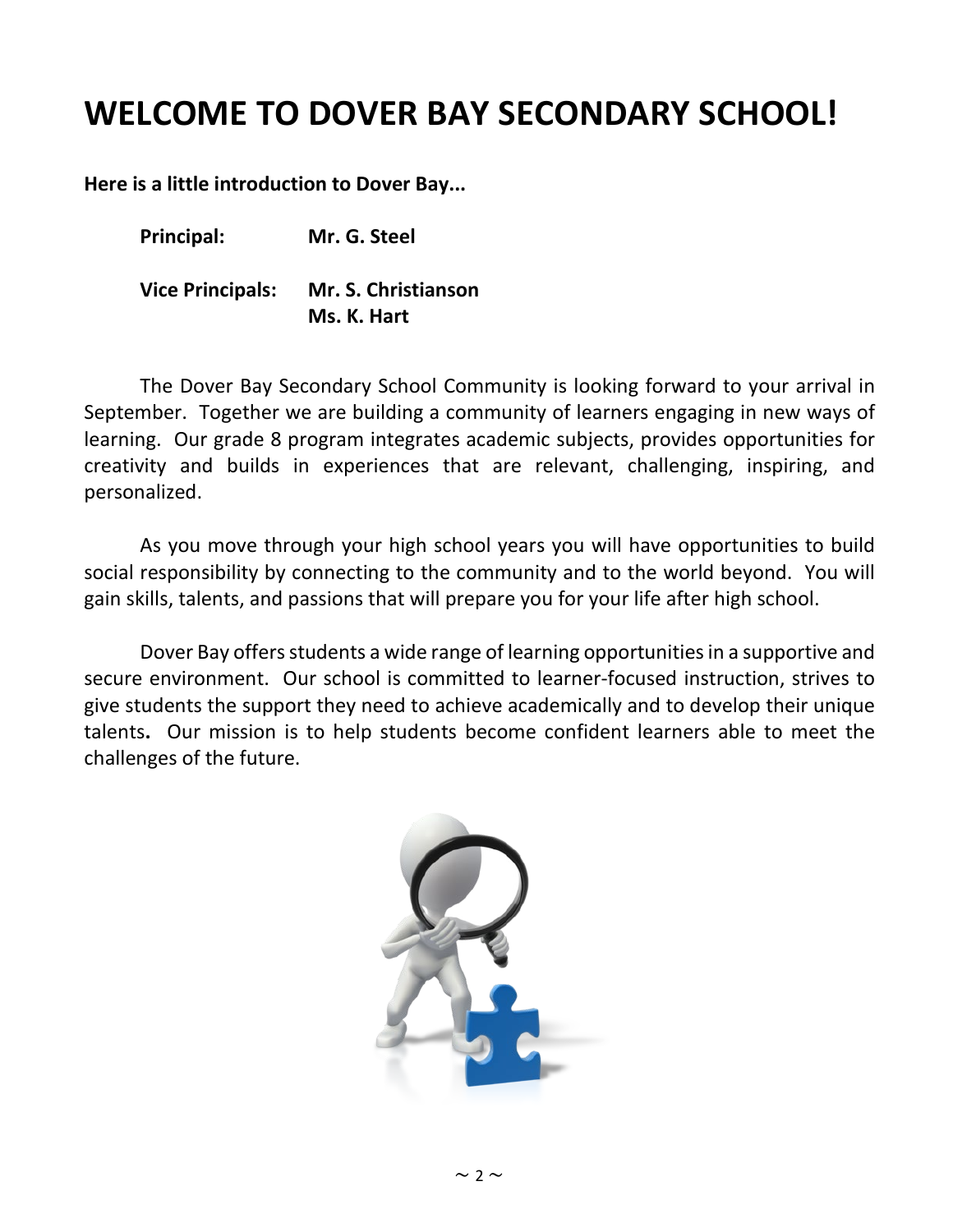# WELCOME TO DOVER BAY SECONDARY SCHOOL!

**Here is a little introduction to Dover Bay...**

**Principal:** **Mr. G. Steel**

**Vice Principals:** **Mr. S. Christianson**
**Ms. K. Hart**

The Dover Bay Secondary School Community is looking forward to your arrival in September. Together we are building a community of learners engaging in new ways of learning. Our grade 8 program integrates academic subjects, provides opportunities for creativity and builds in experiences that are relevant, challenging, inspiring, and personalized.

As you move through your high school years you will have opportunities to build social responsibility by connecting to the community and to the world beyond. You will gain skills, talents, and passions that will prepare you for your life after high school.

Dover Bay offers students a wide range of learning opportunities in a supportive and secure environment. Our school is committed to learner-focused instruction, strives to give students the support they need to achieve academically and to develop their unique talents**.** Our mission is to help students become confident learners able to meet the challenges of the future.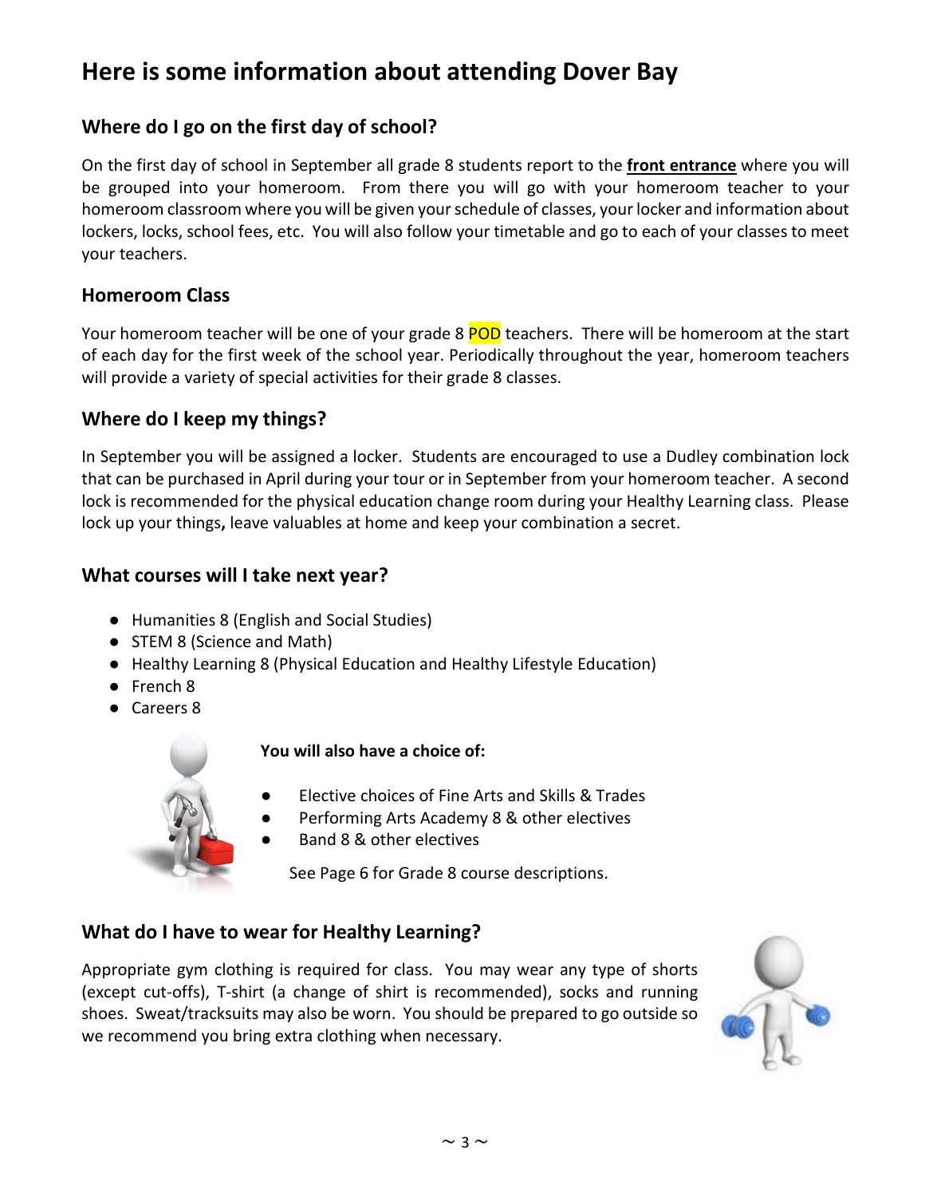# Here is some information about attending Dover Bay

## Where do I go on the first day of school?

On the first day of school in September all grade 8 students report to the **front entrance** where you will be grouped into your homeroom. From there you will go with your homeroom teacher to your homeroom classroom where you will be given your schedule of classes, your locker and information about lockers, locks, school fees, etc. You will also follow your timetable and go to each of your classes to meet your teachers.

## Homeroom Class

Your homeroom teacher will be one of your grade 8 POD teachers. There will be homeroom at the start of each day for the first week of the school year. Periodically throughout the year, homeroom teachers will provide a variety of special activities for their grade 8 classes.

## Where do I keep my things?

In September you will be assigned a locker. Students are encouraged to use a Dudley combination lock that can be purchased in April during your tour or in September from your homeroom teacher. A second lock is recommended for the physical education change room during your Healthy Learning class. Please lock up your things**,** leave valuables at home and keep your combination a secret.

## What courses will I take next year?

- Humanities 8 (English and Social Studies)
- STEM 8 (Science and Math)
- Healthy Learning 8 (Physical Education and Healthy Lifestyle Education)
- French 8
- Careers 8

**You will also have a choice of:**

- Elective choices of Fine Arts and Skills & Trades
- Performing Arts Academy 8 & other electives
- Band 8 & other electives

See Page 6 for Grade 8 course descriptions.

## What do I have to wear for Healthy Learning?

Appropriate gym clothing is required for class. You may wear any type of shorts (except cut-offs), T-shirt (a change of shirt is recommended), socks and running shoes. Sweat/tracksuits may also be worn. You should be prepared to go outside so we recommend you bring extra clothing when necessary.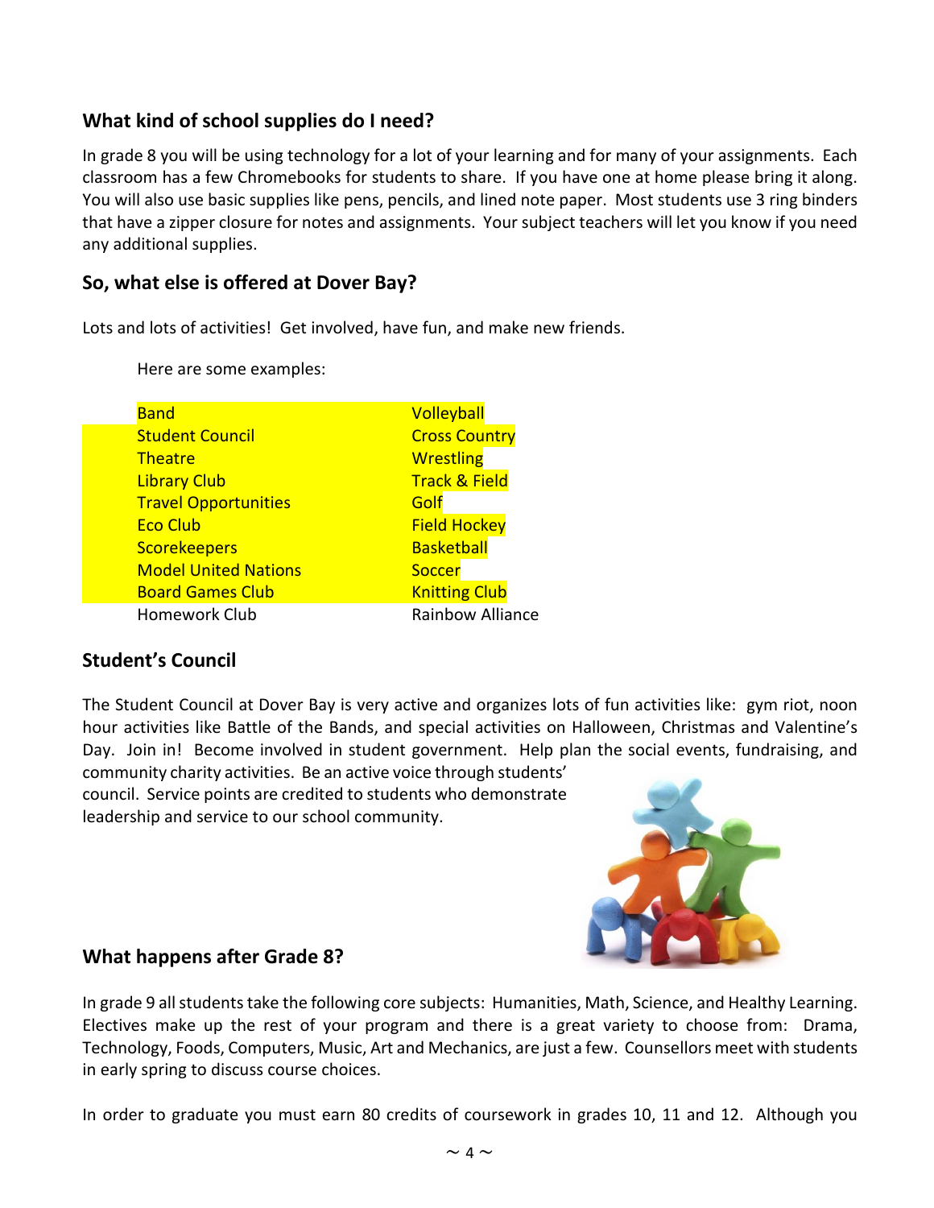## What kind of school supplies do I need?

In grade 8 you will be using technology for a lot of your learning and for many of your assignments. Each classroom has a few Chromebooks for students to share. If you have one at home please bring it along. You will also use basic supplies like pens, pencils, and lined note paper. Most students use 3 ring binders that have a zipper closure for notes and assignments. Your subject teachers will let you know if you need any additional supplies.

## So, what else is offered at Dover Bay?

Lots and lots of activities! Get involved, have fun, and make new friends.

Here are some examples:

| | |
|---|---|
| Band | Volleyball |
| Student Council | Cross Country |
| Theatre | Wrestling |
| Library Club | Track & Field |
| Travel Opportunities | Golf |
| Eco Club | Field Hockey |
| Scorekeepers | Basketball |
| Model United Nations | Soccer |
| Board Games Club | Knitting Club |
| Homework Club | Rainbow Alliance |

## Student's Council

The Student Council at Dover Bay is very active and organizes lots of fun activities like: gym riot, noon hour activities like Battle of the Bands, and special activities on Halloween, Christmas and Valentine's Day. Join in! Become involved in student government. Help plan the social events, fundraising, and community charity activities. Be an active voice through students' council. Service points are credited to students who demonstrate leadership and service to our school community.

## What happens after Grade 8?

In grade 9 all students take the following core subjects: Humanities, Math, Science, and Healthy Learning. Electives make up the rest of your program and there is a great variety to choose from: Drama, Technology, Foods, Computers, Music, Art and Mechanics, are just a few. Counsellors meet with students in early spring to discuss course choices.

In order to graduate you must earn 80 credits of coursework in grades 10, 11 and 12. Although you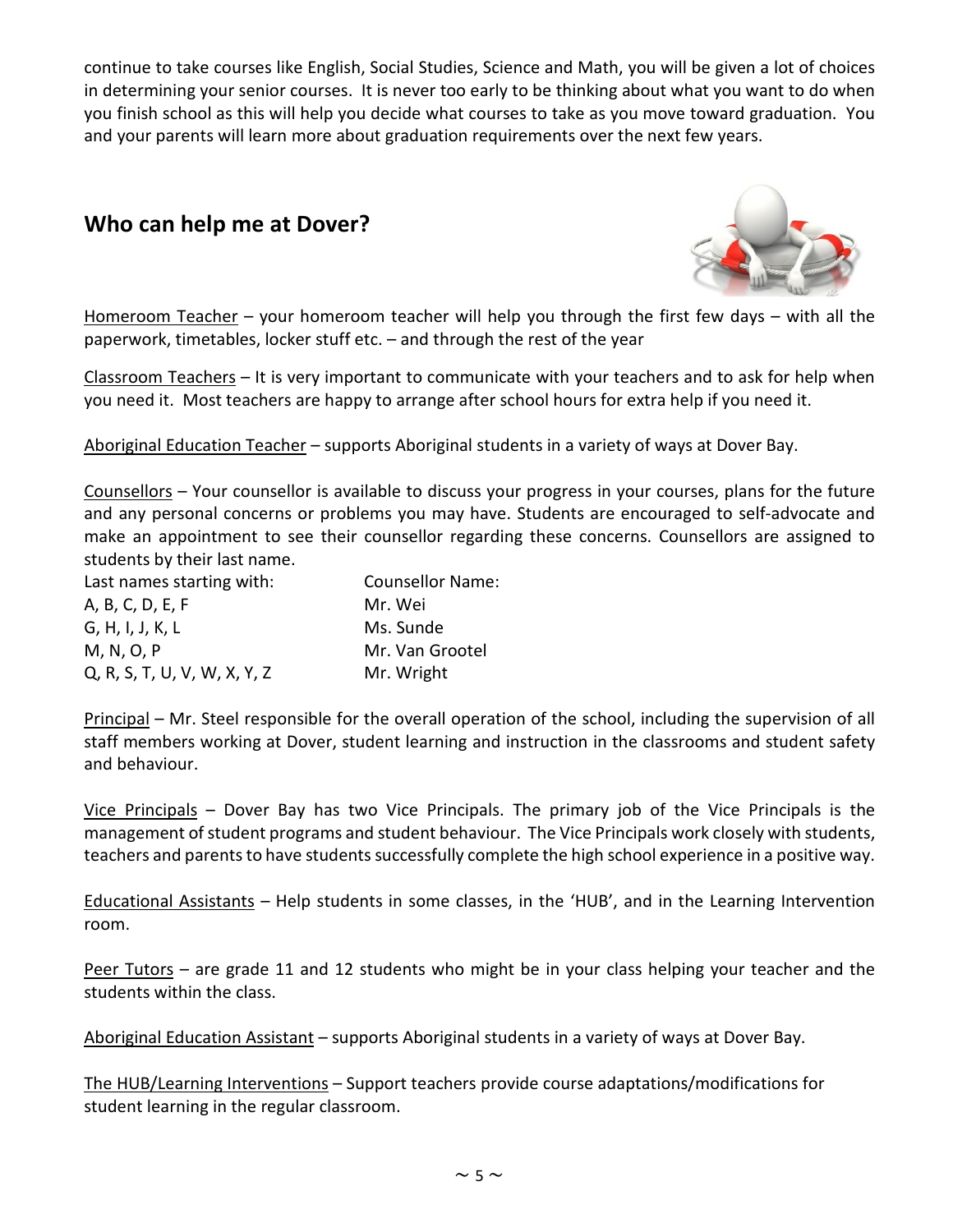continue to take courses like English, Social Studies, Science and Math, you will be given a lot of choices in determining your senior courses. It is never too early to be thinking about what you want to do when you finish school as this will help you decide what courses to take as you move toward graduation. You and your parents will learn more about graduation requirements over the next few years.

## Who can help me at Dover?

Homeroom Teacher – your homeroom teacher will help you through the first few days – with all the paperwork, timetables, locker stuff etc. – and through the rest of the year

Classroom Teachers – It is very important to communicate with your teachers and to ask for help when you need it. Most teachers are happy to arrange after school hours for extra help if you need it.

Aboriginal Education Teacher – supports Aboriginal students in a variety of ways at Dover Bay.

Counsellors – Your counsellor is available to discuss your progress in your courses, plans for the future and any personal concerns or problems you may have. Students are encouraged to self-advocate and make an appointment to see their counsellor regarding these concerns. Counsellors are assigned to students by their last name.

| Last names starting with: | Counsellor Name: |
| --- | --- |
| A, B, C, D, E, F | Mr. Wei |
| G, H, I, J, K, L | Ms. Sunde |
| M, N, O, P | Mr. Van Grootel |
| Q, R, S, T, U, V, W, X, Y, Z | Mr. Wright |

Principal – Mr. Steel responsible for the overall operation of the school, including the supervision of all staff members working at Dover, student learning and instruction in the classrooms and student safety and behaviour.

Vice Principals – Dover Bay has two Vice Principals. The primary job of the Vice Principals is the management of student programs and student behaviour. The Vice Principals work closely with students, teachers and parents to have students successfully complete the high school experience in a positive way.

Educational Assistants – Help students in some classes, in the 'HUB', and in the Learning Intervention room.

Peer Tutors – are grade 11 and 12 students who might be in your class helping your teacher and the students within the class.

Aboriginal Education Assistant – supports Aboriginal students in a variety of ways at Dover Bay.

The HUB/Learning Interventions – Support teachers provide course adaptations/modifications for student learning in the regular classroom.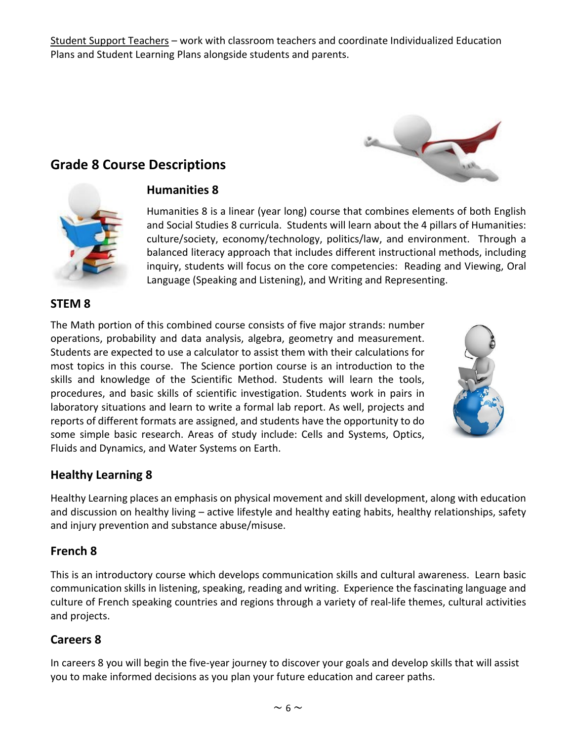Student Support Teachers – work with classroom teachers and coordinate Individualized Education Plans and Student Learning Plans alongside students and parents.

## Grade 8 Course Descriptions

### Humanities 8

Humanities 8 is a linear (year long) course that combines elements of both English and Social Studies 8 curricula. Students will learn about the 4 pillars of Humanities: culture/society, economy/technology, politics/law, and environment. Through a balanced literacy approach that includes different instructional methods, including inquiry, students will focus on the core competencies: Reading and Viewing, Oral Language (Speaking and Listening), and Writing and Representing.

### STEM 8

The Math portion of this combined course consists of five major strands: number operations, probability and data analysis, algebra, geometry and measurement. Students are expected to use a calculator to assist them with their calculations for most topics in this course. The Science portion course is an introduction to the skills and knowledge of the Scientific Method. Students will learn the tools, procedures, and basic skills of scientific investigation. Students work in pairs in laboratory situations and learn to write a formal lab report. As well, projects and reports of different formats are assigned, and students have the opportunity to do some simple basic research. Areas of study include: Cells and Systems, Optics, Fluids and Dynamics, and Water Systems on Earth.

### Healthy Learning 8

Healthy Learning places an emphasis on physical movement and skill development, along with education and discussion on healthy living – active lifestyle and healthy eating habits, healthy relationships, safety and injury prevention and substance abuse/misuse.

### French 8

This is an introductory course which develops communication skills and cultural awareness. Learn basic communication skills in listening, speaking, reading and writing. Experience the fascinating language and culture of French speaking countries and regions through a variety of real-life themes, cultural activities and projects.

### Careers 8

In careers 8 you will begin the five-year journey to discover your goals and develop skills that will assist you to make informed decisions as you plan your future education and career paths.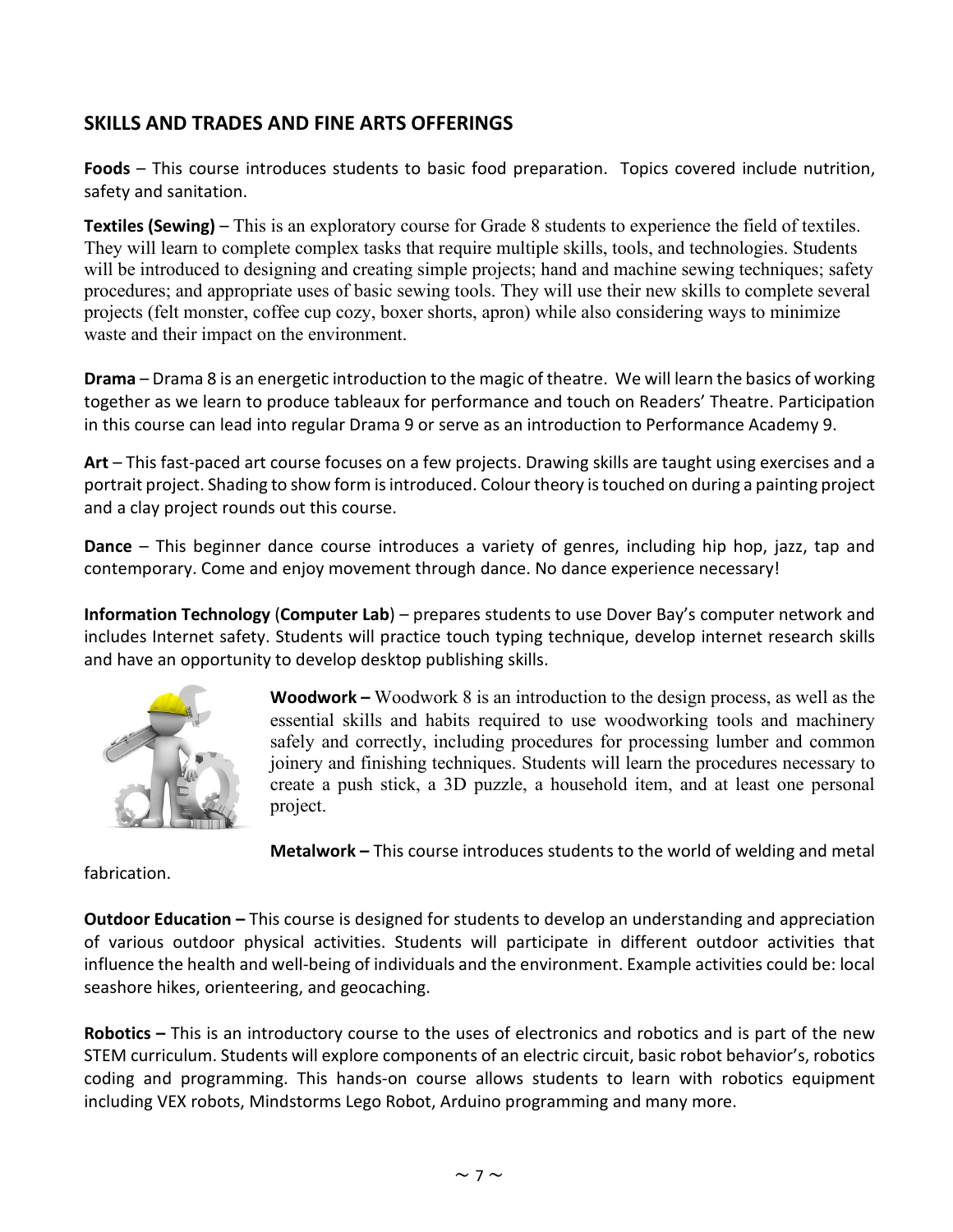## SKILLS AND TRADES AND FINE ARTS OFFERINGS

**Foods** – This course introduces students to basic food preparation. Topics covered include nutrition, safety and sanitation.

**Textiles (Sewing)** – This is an exploratory course for Grade 8 students to experience the field of textiles. They will learn to complete complex tasks that require multiple skills, tools, and technologies. Students will be introduced to designing and creating simple projects; hand and machine sewing techniques; safety procedures; and appropriate uses of basic sewing tools. They will use their new skills to complete several projects (felt monster, coffee cup cozy, boxer shorts, apron) while also considering ways to minimize waste and their impact on the environment.

**Drama** – Drama 8 is an energetic introduction to the magic of theatre. We will learn the basics of working together as we learn to produce tableaux for performance and touch on Readers' Theatre. Participation in this course can lead into regular Drama 9 or serve as an introduction to Performance Academy 9.

**Art** – This fast-paced art course focuses on a few projects. Drawing skills are taught using exercises and a portrait project. Shading to show form is introduced. Colour theory is touched on during a painting project and a clay project rounds out this course.

**Dance** – This beginner dance course introduces a variety of genres, including hip hop, jazz, tap and contemporary. Come and enjoy movement through dance. No dance experience necessary!

**Information Technology** (**Computer Lab**) – prepares students to use Dover Bay's computer network and includes Internet safety. Students will practice touch typing technique, develop internet research skills and have an opportunity to develop desktop publishing skills.

**Woodwork –** Woodwork 8 is an introduction to the design process, as well as the essential skills and habits required to use woodworking tools and machinery safely and correctly, including procedures for processing lumber and common joinery and finishing techniques. Students will learn the procedures necessary to create a push stick, a 3D puzzle, a household item, and at least one personal project.

**Metalwork –** This course introduces students to the world of welding and metal fabrication.

**Outdoor Education –** This course is designed for students to develop an understanding and appreciation of various outdoor physical activities. Students will participate in different outdoor activities that influence the health and well-being of individuals and the environment. Example activities could be: local seashore hikes, orienteering, and geocaching.

**Robotics –** This is an introductory course to the uses of electronics and robotics and is part of the new STEM curriculum. Students will explore components of an electric circuit, basic robot behavior's, robotics coding and programming. This hands-on course allows students to learn with robotics equipment including VEX robots, Mindstorms Lego Robot, Arduino programming and many more.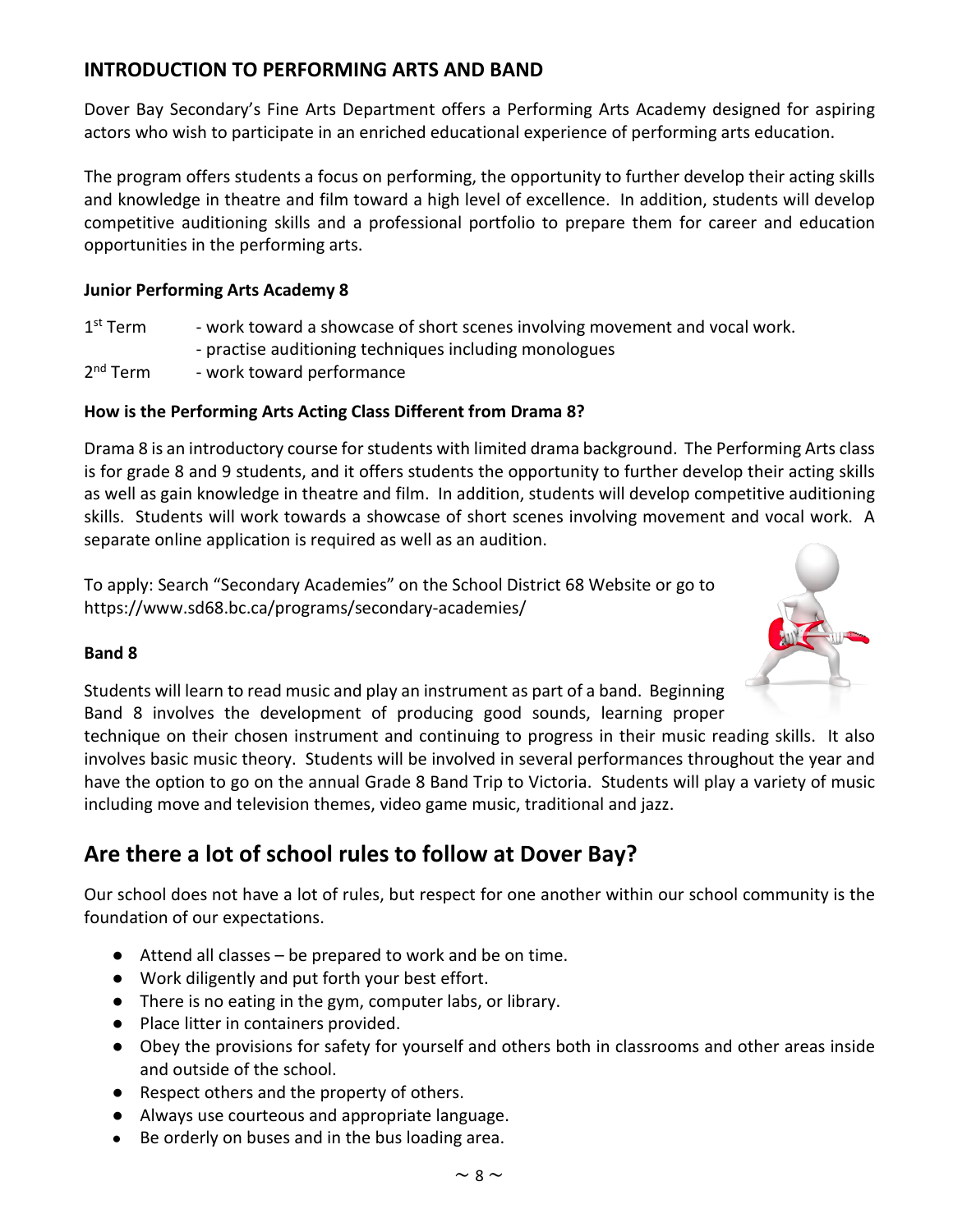## INTRODUCTION TO PERFORMING ARTS AND BAND

Dover Bay Secondary's Fine Arts Department offers a Performing Arts Academy designed for aspiring actors who wish to participate in an enriched educational experience of performing arts education.

The program offers students a focus on performing, the opportunity to further develop their acting skills and knowledge in theatre and film toward a high level of excellence. In addition, students will develop competitive auditioning skills and a professional portfolio to prepare them for career and education opportunities in the performing arts.

### Junior Performing Arts Academy 8

1st Term - work toward a showcase of short scenes involving movement and vocal work.
- practise auditioning techniques including monologues

2nd Term - work toward performance

### How is the Performing Arts Acting Class Different from Drama 8?

Drama 8 is an introductory course for students with limited drama background. The Performing Arts class is for grade 8 and 9 students, and it offers students the opportunity to further develop their acting skills as well as gain knowledge in theatre and film. In addition, students will develop competitive auditioning skills. Students will work towards a showcase of short scenes involving movement and vocal work. A separate online application is required as well as an audition.

To apply: Search "Secondary Academies" on the School District 68 Website or go to https://www.sd68.bc.ca/programs/secondary-academies/

### Band 8

Students will learn to read music and play an instrument as part of a band. Beginning Band 8 involves the development of producing good sounds, learning proper technique on their chosen instrument and continuing to progress in their music reading skills. It also involves basic music theory. Students will be involved in several performances throughout the year and have the option to go on the annual Grade 8 Band Trip to Victoria. Students will play a variety of music including move and television themes, video game music, traditional and jazz.

## Are there a lot of school rules to follow at Dover Bay?

Our school does not have a lot of rules, but respect for one another within our school community is the foundation of our expectations.

- Attend all classes – be prepared to work and be on time.
- Work diligently and put forth your best effort.
- There is no eating in the gym, computer labs, or library.
- Place litter in containers provided.
- Obey the provisions for safety for yourself and others both in classrooms and other areas inside and outside of the school.
- Respect others and the property of others.
- Always use courteous and appropriate language.
- Be orderly on buses and in the bus loading area.